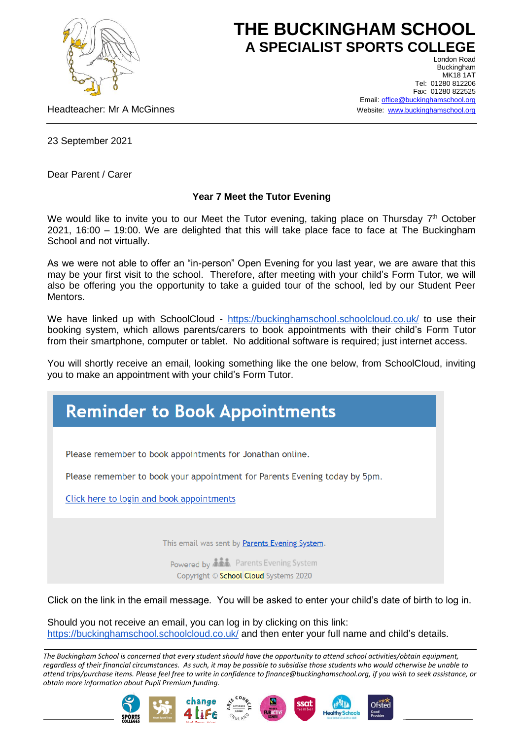# THE BUCKINGHAM SCHOOL
## A SPECIALIST SPORTS COLLEGE

London Road
Buckingham
MK18 1AT
Tel: 01280 812206
Fax: 01280 822525
Email: office@buckinghamschool.org
Website: www.buckinghamschool.org

Headteacher: Mr A McGinnes

23 September 2021

Dear Parent / Carer

**Year 7 Meet the Tutor Evening**

We would like to invite you to our Meet the Tutor evening, taking place on Thursday 7th October 2021, 16:00 – 19:00. We are delighted that this will take place face to face at The Buckingham School and not virtually.

As we were not able to offer an "in-person" Open Evening for you last year, we are aware that this may be your first visit to the school. Therefore, after meeting with your child's Form Tutor, we will also be offering you the opportunity to take a guided tour of the school, led by our Student Peer Mentors.

We have linked up with SchoolCloud - https://buckinghamschool.schoolcloud.co.uk/ to use their booking system, which allows parents/carers to book appointments with their child's Form Tutor from their smartphone, computer or tablet. No additional software is required; just internet access.

You will shortly receive an email, looking something like the one below, from SchoolCloud, inviting you to make an appointment with your child's Form Tutor.

> **Reminder to Book Appointments**
>
> Please remember to book appointments for Jonathan online.
>
> Please remember to book your appointment for Parents Evening today by 5pm.
>
> Click here to login and book appointments
>
> This email was sent by Parents Evening System.
>
> Powered by Parents Evening System
> Copyright © School Cloud Systems 2020

Click on the link in the email message. You will be asked to enter your child's date of birth to log in.

Should you not receive an email, you can log in by clicking on this link: https://buckinghamschool.schoolcloud.co.uk/ and then enter your full name and child's details.

*The Buckingham School is concerned that every student should have the opportunity to attend school activities/obtain equipment, regardless of their financial circumstances. As such, it may be possible to subsidise those students who would otherwise be unable to attend trips/purchase items. Please feel free to write in confidence to finance@buckinghamschool.org, if you wish to seek assistance, or obtain more information about Pupil Premium funding.*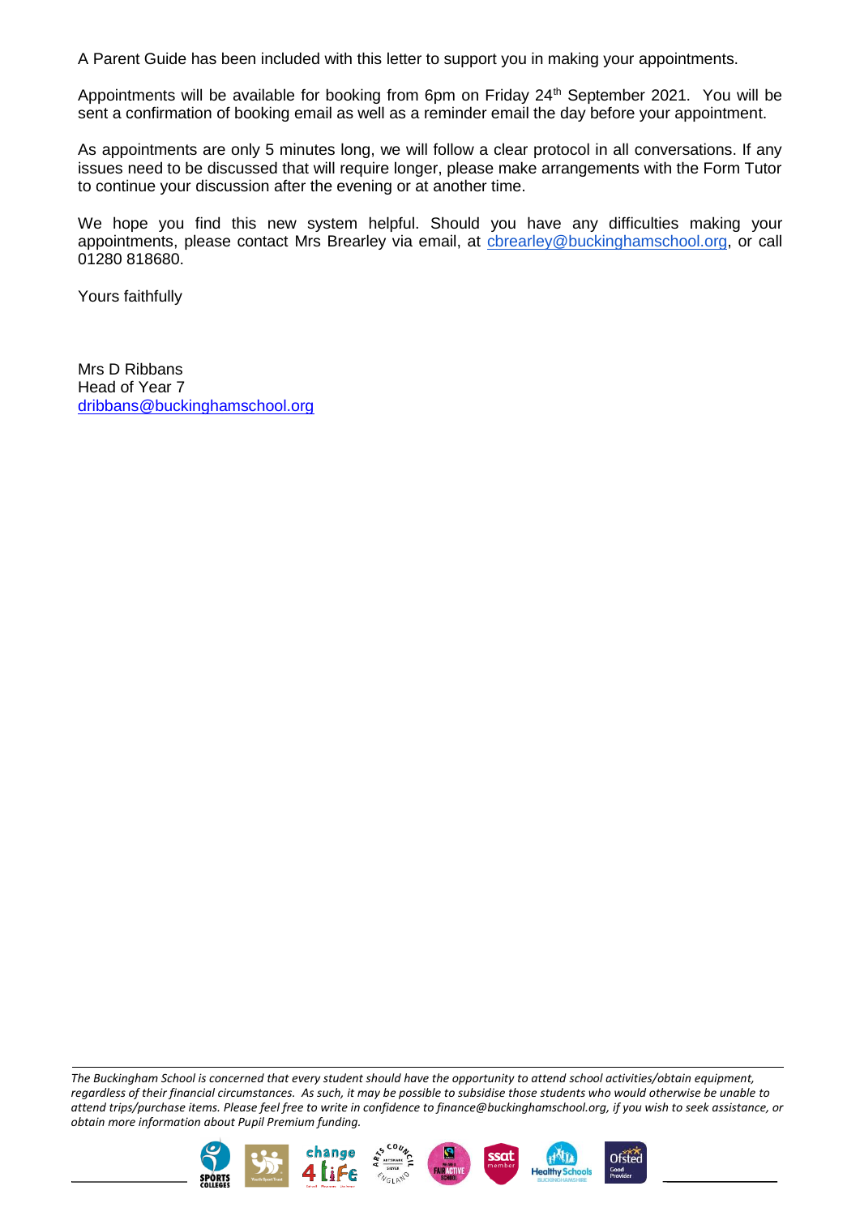A Parent Guide has been included with this letter to support you in making your appointments.

Appointments will be available for booking from 6pm on Friday 24th September 2021. You will be sent a confirmation of booking email as well as a reminder email the day before your appointment.

As appointments are only 5 minutes long, we will follow a clear protocol in all conversations. If any issues need to be discussed that will require longer, please make arrangements with the Form Tutor to continue your discussion after the evening or at another time.

We hope you find this new system helpful. Should you have any difficulties making your appointments, please contact Mrs Brearley via email, at cbrearley@buckinghamschool.org, or call 01280 818680.

Yours faithfully

Mrs D Ribbans
Head of Year 7
dribbans@buckinghamschool.org

*The Buckingham School is concerned that every student should have the opportunity to attend school activities/obtain equipment, regardless of their financial circumstances. As such, it may be possible to subsidise those students who would otherwise be unable to attend trips/purchase items. Please feel free to write in confidence to finance@buckinghamschool.org, if you wish to seek assistance, or obtain more information about Pupil Premium funding.*